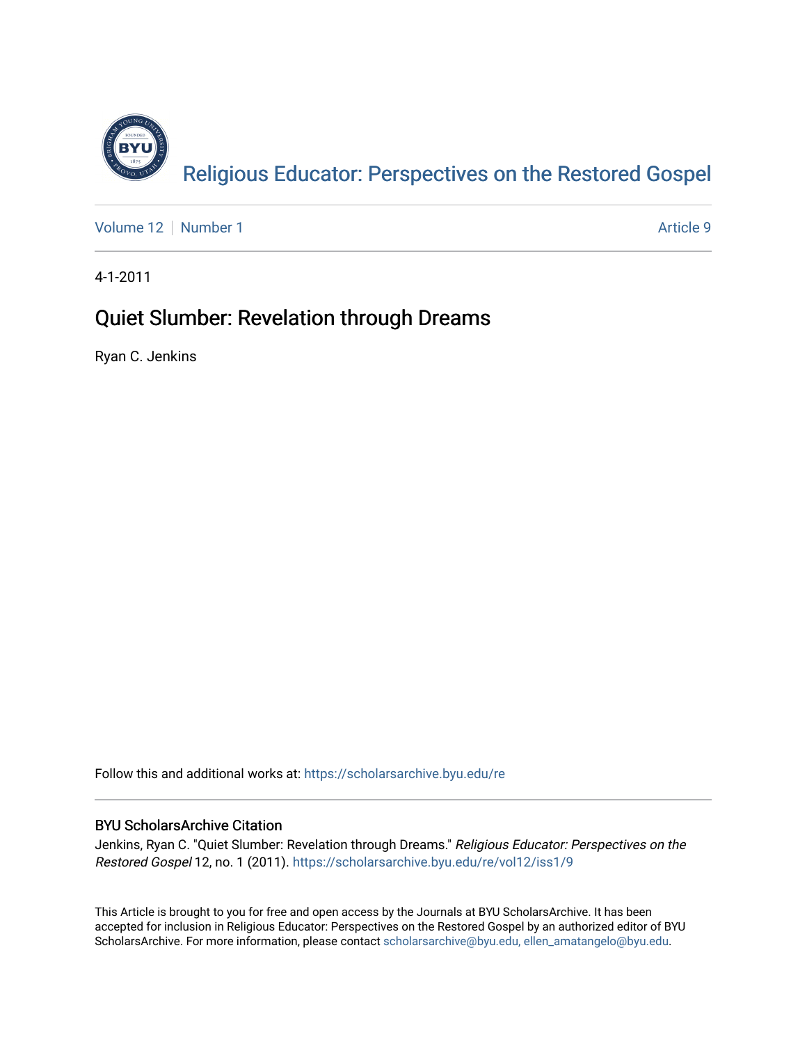[Religious Educator: Perspectives on the Restored Gospel](https://scholarsarchive.byu.edu/re)

Volume 12 | Number 1 — Article 9

4-1-2011

# Quiet Slumber: Revelation through Dreams

Ryan C. Jenkins

Follow this and additional works at: https://scholarsarchive.byu.edu/re

## BYU ScholarsArchive Citation

Jenkins, Ryan C. "Quiet Slumber: Revelation through Dreams." *Religious Educator: Perspectives on the Restored Gospel* 12, no. 1 (2011). https://scholarsarchive.byu.edu/re/vol12/iss1/9

This Article is brought to you for free and open access by the Journals at BYU ScholarsArchive. It has been accepted for inclusion in Religious Educator: Perspectives on the Restored Gospel by an authorized editor of BYU ScholarsArchive. For more information, please contact scholarsarchive@byu.edu, ellen_amatangelo@byu.edu.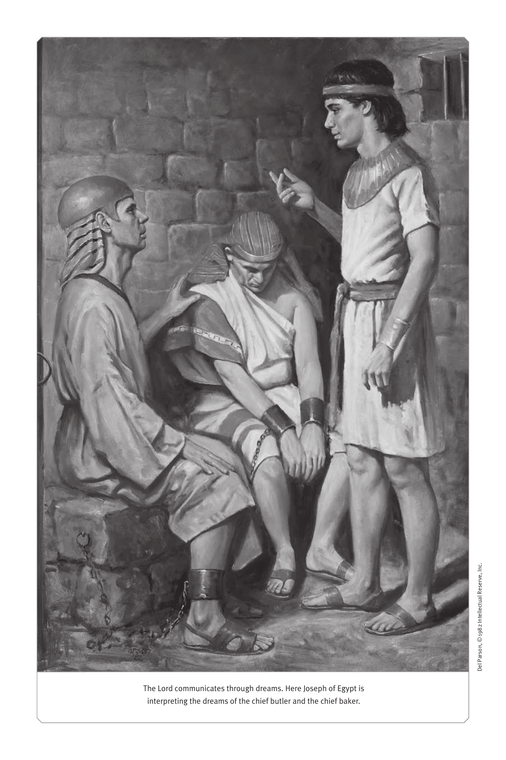The Lord communicates through dreams. Here Joseph of Egypt is interpreting the dreams of the chief butler and the chief baker.

Del Parson, ©1982 Intellectual Reserve, Inc.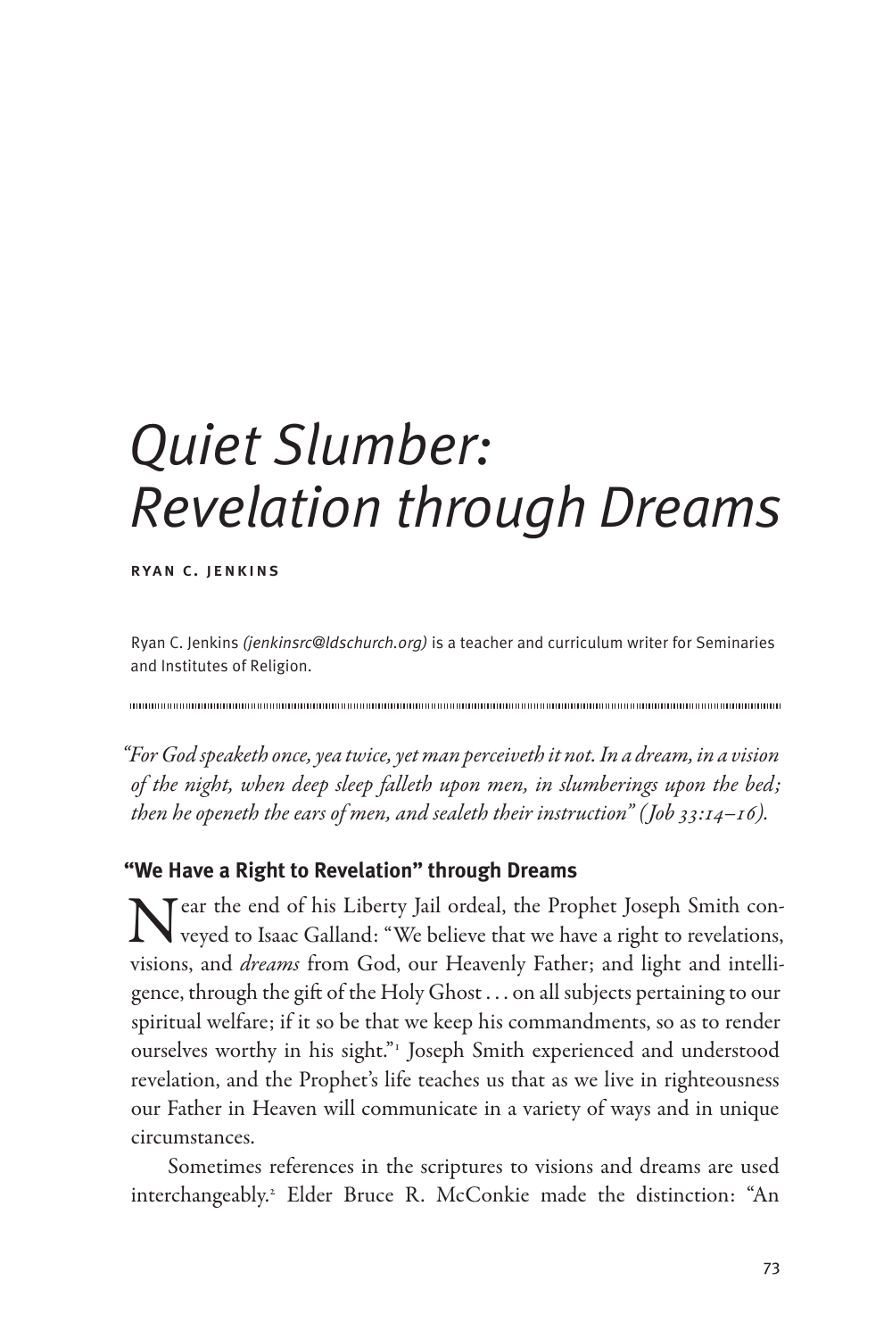# Quiet Slumber: Revelation through Dreams

**RYAN C. JENKINS**

Ryan C. Jenkins *(jenkinsrc@ldschurch.org)* is a teacher and curriculum writer for Seminaries and Institutes of Religion.

*"For God speaketh once, yea twice, yet man perceiveth it not. In a dream, in a vision of the night, when deep sleep falleth upon men, in slumberings upon the bed; then he openeth the ears of men, and sealeth their instruction" (Job 33:14–16).*

## "We Have a Right to Revelation" through Dreams

Near the end of his Liberty Jail ordeal, the Prophet Joseph Smith conveyed to Isaac Galland: "We believe that we have a right to revelations, visions, and *dreams* from God, our Heavenly Father; and light and intelligence, through the gift of the Holy Ghost . . . on all subjects pertaining to our spiritual welfare; if it so be that we keep his commandments, so as to render ourselves worthy in his sight."[1] Joseph Smith experienced and understood revelation, and the Prophet's life teaches us that as we live in righteousness our Father in Heaven will communicate in a variety of ways and in unique circumstances.

Sometimes references in the scriptures to visions and dreams are used interchangeably.[2] Elder Bruce R. McConkie made the distinction: "An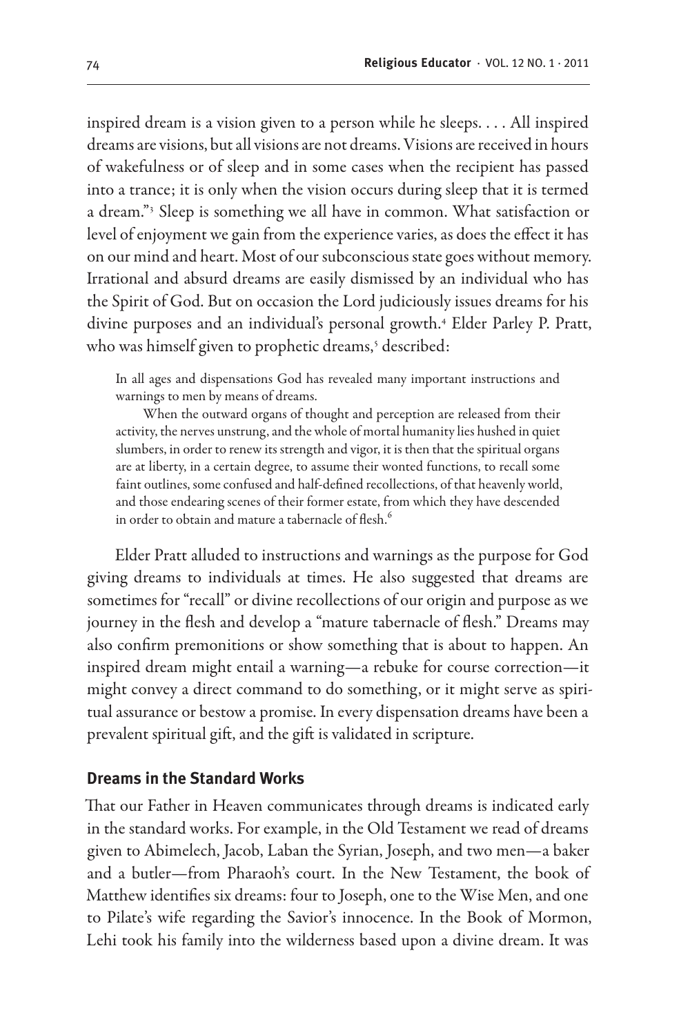inspired dream is a vision given to a person while he sleeps. . . . All inspired dreams are visions, but all visions are not dreams. Visions are received in hours of wakefulness or of sleep and in some cases when the recipient has passed into a trance; it is only when the vision occurs during sleep that it is termed a dream."[3] Sleep is something we all have in common. What satisfaction or level of enjoyment we gain from the experience varies, as does the effect it has on our mind and heart. Most of our subconscious state goes without memory. Irrational and absurd dreams are easily dismissed by an individual who has the Spirit of God. But on occasion the Lord judiciously issues dreams for his divine purposes and an individual's personal growth.[4] Elder Parley P. Pratt, who was himself given to prophetic dreams,[5] described:

> In all ages and dispensations God has revealed many important instructions and warnings to men by means of dreams.
>
> When the outward organs of thought and perception are released from their activity, the nerves unstrung, and the whole of mortal humanity lies hushed in quiet slumbers, in order to renew its strength and vigor, it is then that the spiritual organs are at liberty, in a certain degree, to assume their wonted functions, to recall some faint outlines, some confused and half-defined recollections, of that heavenly world, and those endearing scenes of their former estate, from which they have descended in order to obtain and mature a tabernacle of flesh.[6]

Elder Pratt alluded to instructions and warnings as the purpose for God giving dreams to individuals at times. He also suggested that dreams are sometimes for "recall" or divine recollections of our origin and purpose as we journey in the flesh and develop a "mature tabernacle of flesh." Dreams may also confirm premonitions or show something that is about to happen. An inspired dream might entail a warning—a rebuke for course correction—it might convey a direct command to do something, or it might serve as spiritual assurance or bestow a promise. In every dispensation dreams have been a prevalent spiritual gift, and the gift is validated in scripture.

### Dreams in the Standard Works

That our Father in Heaven communicates through dreams is indicated early in the standard works. For example, in the Old Testament we read of dreams given to Abimelech, Jacob, Laban the Syrian, Joseph, and two men—a baker and a butler—from Pharaoh's court. In the New Testament, the book of Matthew identifies six dreams: four to Joseph, one to the Wise Men, and one to Pilate's wife regarding the Savior's innocence. In the Book of Mormon, Lehi took his family into the wilderness based upon a divine dream. It was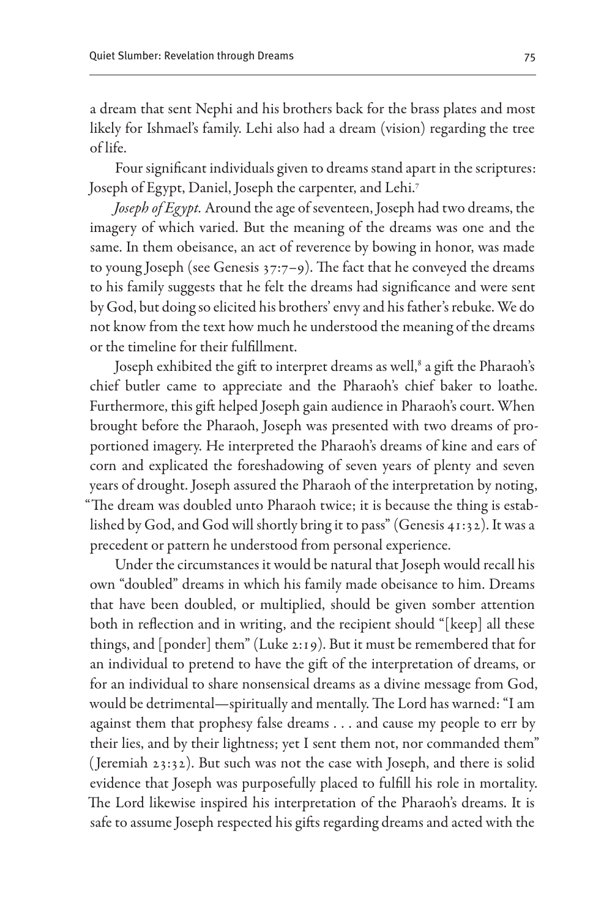a dream that sent Nephi and his brothers back for the brass plates and most likely for Ishmael's family. Lehi also had a dream (vision) regarding the tree of life.

Four significant individuals given to dreams stand apart in the scriptures: Joseph of Egypt, Daniel, Joseph the carpenter, and Lehi.[7]

*Joseph of Egypt.* Around the age of seventeen, Joseph had two dreams, the imagery of which varied. But the meaning of the dreams was one and the same. In them obeisance, an act of reverence by bowing in honor, was made to young Joseph (see Genesis 37:7–9). The fact that he conveyed the dreams to his family suggests that he felt the dreams had significance and were sent by God, but doing so elicited his brothers' envy and his father's rebuke. We do not know from the text how much he understood the meaning of the dreams or the timeline for their fulfillment.

Joseph exhibited the gift to interpret dreams as well,[8] a gift the Pharaoh's chief butler came to appreciate and the Pharaoh's chief baker to loathe. Furthermore, this gift helped Joseph gain audience in Pharaoh's court. When brought before the Pharaoh, Joseph was presented with two dreams of proportioned imagery. He interpreted the Pharaoh's dreams of kine and ears of corn and explicated the foreshadowing of seven years of plenty and seven years of drought. Joseph assured the Pharaoh of the interpretation by noting, "The dream was doubled unto Pharaoh twice; it is because the thing is established by God, and God will shortly bring it to pass" (Genesis 41:32). It was a precedent or pattern he understood from personal experience.

Under the circumstances it would be natural that Joseph would recall his own "doubled" dreams in which his family made obeisance to him. Dreams that have been doubled, or multiplied, should be given somber attention both in reflection and in writing, and the recipient should "[keep] all these things, and [ponder] them" (Luke 2:19). But it must be remembered that for an individual to pretend to have the gift of the interpretation of dreams, or for an individual to share nonsensical dreams as a divine message from God, would be detrimental—spiritually and mentally. The Lord has warned: "I am against them that prophesy false dreams . . . and cause my people to err by their lies, and by their lightness; yet I sent them not, nor commanded them" (Jeremiah 23:32). But such was not the case with Joseph, and there is solid evidence that Joseph was purposefully placed to fulfill his role in mortality. The Lord likewise inspired his interpretation of the Pharaoh's dreams. It is safe to assume Joseph respected his gifts regarding dreams and acted with the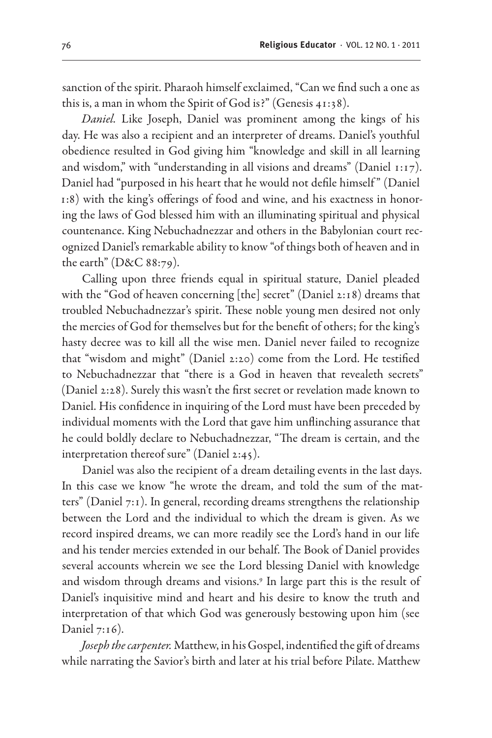sanction of the spirit. Pharaoh himself exclaimed, "Can we find such a one as this is, a man in whom the Spirit of God is?" (Genesis 41:38).

*Daniel.* Like Joseph, Daniel was prominent among the kings of his day. He was also a recipient and an interpreter of dreams. Daniel's youthful obedience resulted in God giving him "knowledge and skill in all learning and wisdom," with "understanding in all visions and dreams" (Daniel 1:17). Daniel had "purposed in his heart that he would not defile himself" (Daniel 1:8) with the king's offerings of food and wine, and his exactness in honoring the laws of God blessed him with an illuminating spiritual and physical countenance. King Nebuchadnezzar and others in the Babylonian court recognized Daniel's remarkable ability to know "of things both of heaven and in the earth" (D&C 88:79).

Calling upon three friends equal in spiritual stature, Daniel pleaded with the "God of heaven concerning [the] secret" (Daniel 2:18) dreams that troubled Nebuchadnezzar's spirit. These noble young men desired not only the mercies of God for themselves but for the benefit of others; for the king's hasty decree was to kill all the wise men. Daniel never failed to recognize that "wisdom and might" (Daniel 2:20) come from the Lord. He testified to Nebuchadnezzar that "there is a God in heaven that revealeth secrets" (Daniel 2:28). Surely this wasn't the first secret or revelation made known to Daniel. His confidence in inquiring of the Lord must have been preceded by individual moments with the Lord that gave him unflinching assurance that he could boldly declare to Nebuchadnezzar, "The dream is certain, and the interpretation thereof sure" (Daniel 2:45).

Daniel was also the recipient of a dream detailing events in the last days. In this case we know "he wrote the dream, and told the sum of the matters" (Daniel 7:1). In general, recording dreams strengthens the relationship between the Lord and the individual to which the dream is given. As we record inspired dreams, we can more readily see the Lord's hand in our life and his tender mercies extended in our behalf. The Book of Daniel provides several accounts wherein we see the Lord blessing Daniel with knowledge and wisdom through dreams and visions.[9] In large part this is the result of Daniel's inquisitive mind and heart and his desire to know the truth and interpretation of that which God was generously bestowing upon him (see Daniel 7:16).

*Joseph the carpenter.* Matthew, in his Gospel, indentified the gift of dreams while narrating the Savior's birth and later at his trial before Pilate. Matthew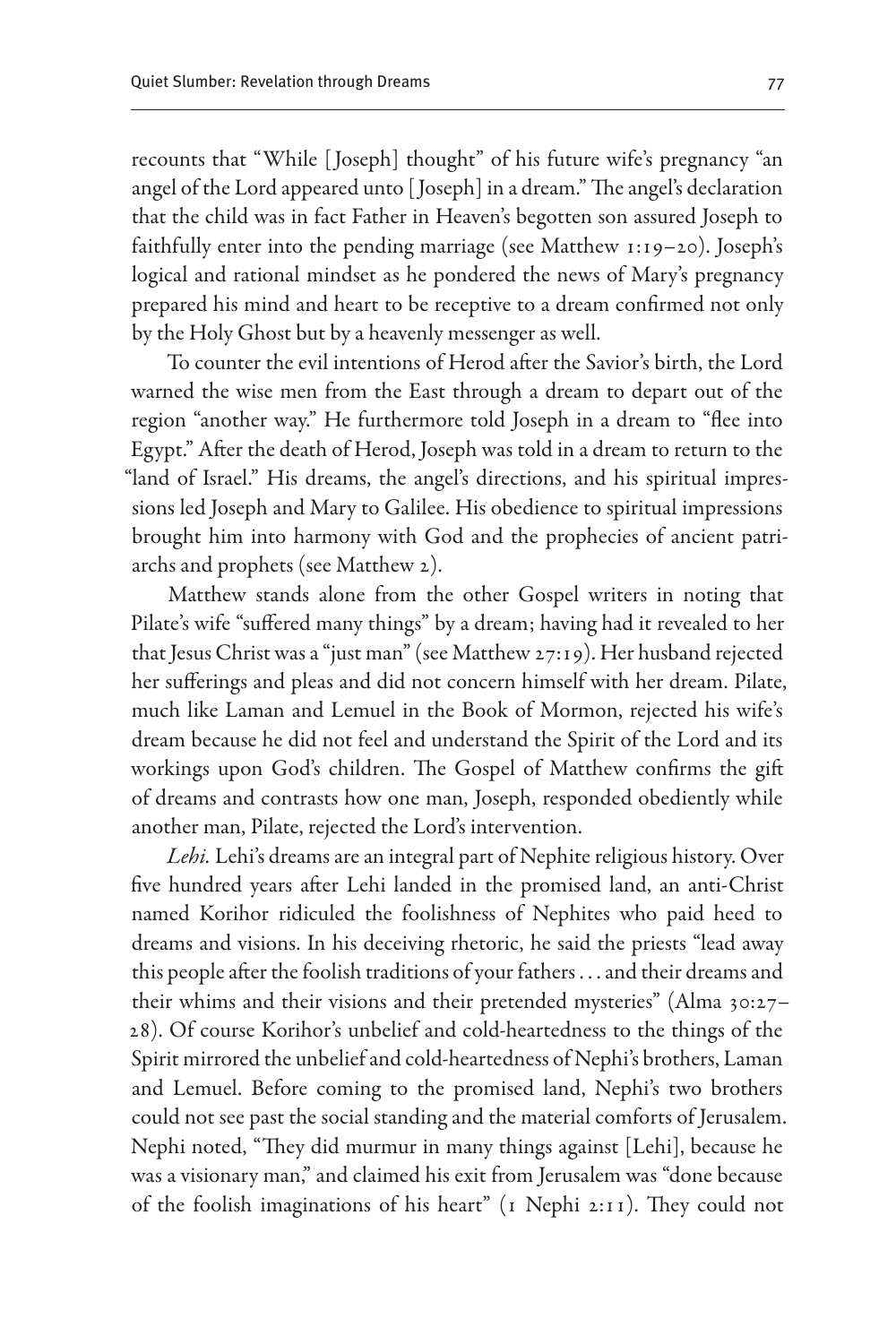recounts that "While [Joseph] thought" of his future wife's pregnancy "an angel of the Lord appeared unto [Joseph] in a dream." The angel's declaration that the child was in fact Father in Heaven's begotten son assured Joseph to faithfully enter into the pending marriage (see Matthew 1:19–20). Joseph's logical and rational mindset as he pondered the news of Mary's pregnancy prepared his mind and heart to be receptive to a dream confirmed not only by the Holy Ghost but by a heavenly messenger as well.

To counter the evil intentions of Herod after the Savior's birth, the Lord warned the wise men from the East through a dream to depart out of the region "another way." He furthermore told Joseph in a dream to "flee into Egypt." After the death of Herod, Joseph was told in a dream to return to the "land of Israel." His dreams, the angel's directions, and his spiritual impressions led Joseph and Mary to Galilee. His obedience to spiritual impressions brought him into harmony with God and the prophecies of ancient patriarchs and prophets (see Matthew 2).

Matthew stands alone from the other Gospel writers in noting that Pilate's wife "suffered many things" by a dream; having had it revealed to her that Jesus Christ was a "just man" (see Matthew 27:19). Her husband rejected her sufferings and pleas and did not concern himself with her dream. Pilate, much like Laman and Lemuel in the Book of Mormon, rejected his wife's dream because he did not feel and understand the Spirit of the Lord and its workings upon God's children. The Gospel of Matthew confirms the gift of dreams and contrasts how one man, Joseph, responded obediently while another man, Pilate, rejected the Lord's intervention.

*Lehi.* Lehi's dreams are an integral part of Nephite religious history. Over five hundred years after Lehi landed in the promised land, an anti-Christ named Korihor ridiculed the foolishness of Nephites who paid heed to dreams and visions. In his deceiving rhetoric, he said the priests "lead away this people after the foolish traditions of your fathers . . . and their dreams and their whims and their visions and their pretended mysteries" (Alma 30:27–28). Of course Korihor's unbelief and cold-heartedness to the things of the Spirit mirrored the unbelief and cold-heartedness of Nephi's brothers, Laman and Lemuel. Before coming to the promised land, Nephi's two brothers could not see past the social standing and the material comforts of Jerusalem. Nephi noted, "They did murmur in many things against [Lehi], because he was a visionary man," and claimed his exit from Jerusalem was "done because of the foolish imaginations of his heart" (1 Nephi 2:11). They could not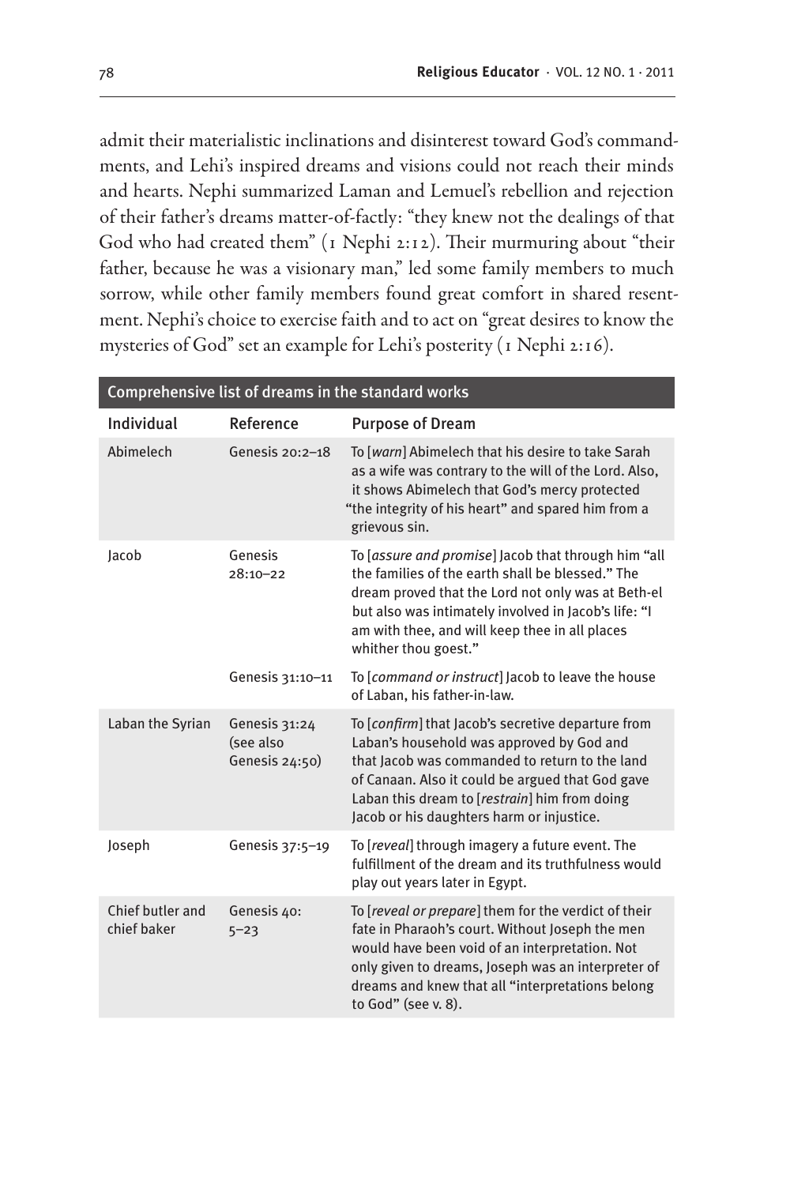admit their materialistic inclinations and disinterest toward God's commandments, and Lehi's inspired dreams and visions could not reach their minds and hearts. Nephi summarized Laman and Lemuel's rebellion and rejection of their father's dreams matter-of-factly: "they knew not the dealings of that God who had created them" (1 Nephi 2:12). Their murmuring about "their father, because he was a visionary man," led some family members to much sorrow, while other family members found great comfort in shared resentment. Nephi's choice to exercise faith and to act on "great desires to know the mysteries of God" set an example for Lehi's posterity (1 Nephi 2:16).

**Comprehensive list of dreams in the standard works**

| Individual | Reference | Purpose of Dream |
|---|---|---|
| Abimelech | Genesis 20:2–18 | To [*warn*] Abimelech that his desire to take Sarah as a wife was contrary to the will of the Lord. Also, it shows Abimelech that God's mercy protected "the integrity of his heart" and spared him from a grievous sin. |
| Jacob | Genesis 28:10–22 | To [*assure and promise*] Jacob that through him "all the families of the earth shall be blessed." The dream proved that the Lord not only was at Beth-el but also was intimately involved in Jacob's life: "I am with thee, and will keep thee in all places whither thou goest." |
| | Genesis 31:10–11 | To [*command or instruct*] Jacob to leave the house of Laban, his father-in-law. |
| Laban the Syrian | Genesis 31:24 (see also Genesis 24:50) | To [*confirm*] that Jacob's secretive departure from Laban's household was approved by God and that Jacob was commanded to return to the land of Canaan. Also it could be argued that God gave Laban this dream to [*restrain*] him from doing Jacob or his daughters harm or injustice. |
| Joseph | Genesis 37:5–19 | To [*reveal*] through imagery a future event. The fulfillment of the dream and its truthfulness would play out years later in Egypt. |
| Chief butler and chief baker | Genesis 40: 5–23 | To [*reveal or prepare*] them for the verdict of their fate in Pharaoh's court. Without Joseph the men would have been void of an interpretation. Not only given to dreams, Joseph was an interpreter of dreams and knew that all "interpretations belong to God" (see v. 8). |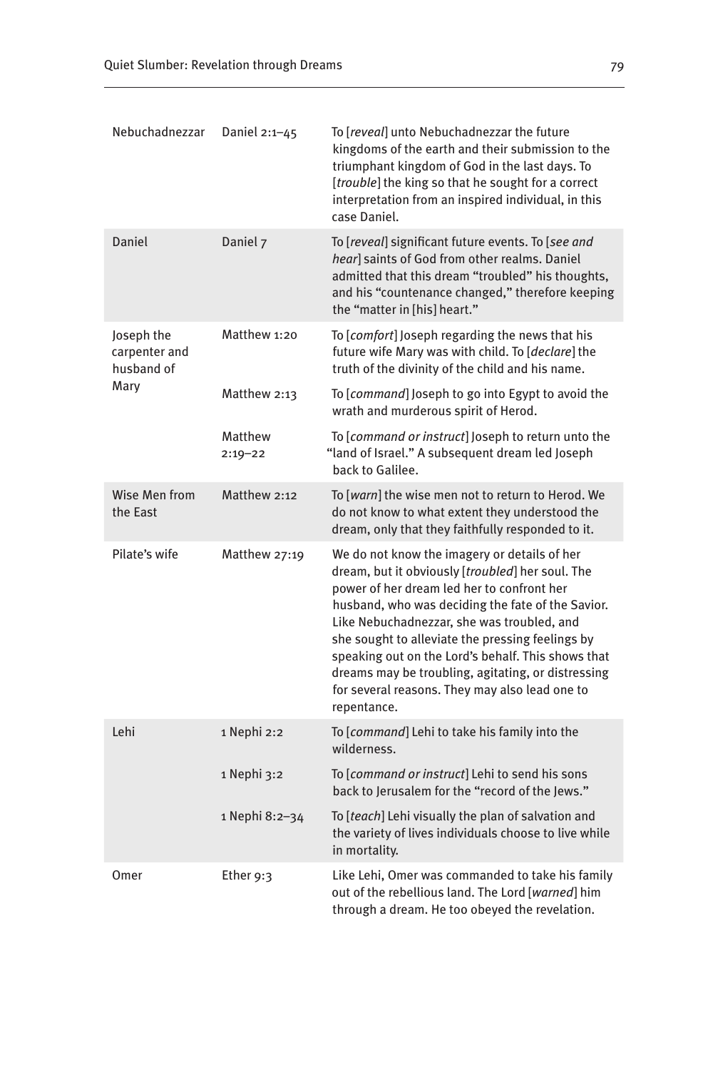| | | |
|---|---|---|
| Nebuchadnezzar | Daniel 2:1–45 | To [*reveal*] unto Nebuchadnezzar the future kingdoms of the earth and their submission to the triumphant kingdom of God in the last days. To [*trouble*] the king so that he sought for a correct interpretation from an inspired individual, in this case Daniel. |
| Daniel | Daniel 7 | To [*reveal*] significant future events. To [*see and hear*] saints of God from other realms. Daniel admitted that this dream "troubled" his thoughts, and his "countenance changed," therefore keeping the "matter in [his] heart." |
| Joseph the carpenter and husband of Mary | Matthew 1:20 | To [*comfort*] Joseph regarding the news that his future wife Mary was with child. To [*declare*] the truth of the divinity of the child and his name. |
| | Matthew 2:13 | To [*command*] Joseph to go into Egypt to avoid the wrath and murderous spirit of Herod. |
| | Matthew 2:19–22 | To [*command or instruct*] Joseph to return unto the "land of Israel." A subsequent dream led Joseph back to Galilee. |
| Wise Men from the East | Matthew 2:12 | To [*warn*] the wise men not to return to Herod. We do not know to what extent they understood the dream, only that they faithfully responded to it. |
| Pilate's wife | Matthew 27:19 | We do not know the imagery or details of her dream, but it obviously [*troubled*] her soul. The power of her dream led her to confront her husband, who was deciding the fate of the Savior. Like Nebuchadnezzar, she was troubled, and she sought to alleviate the pressing feelings by speaking out on the Lord's behalf. This shows that dreams may be troubling, agitating, or distressing for several reasons. They may also lead one to repentance. |
| Lehi | 1 Nephi 2:2 | To [*command*] Lehi to take his family into the wilderness. |
| | 1 Nephi 3:2 | To [*command or instruct*] Lehi to send his sons back to Jerusalem for the "record of the Jews." |
| | 1 Nephi 8:2–34 | To [*teach*] Lehi visually the plan of salvation and the variety of lives individuals choose to live while in mortality. |
| Omer | Ether 9:3 | Like Lehi, Omer was commanded to take his family out of the rebellious land. The Lord [*warned*] him through a dream. He too obeyed the revelation. |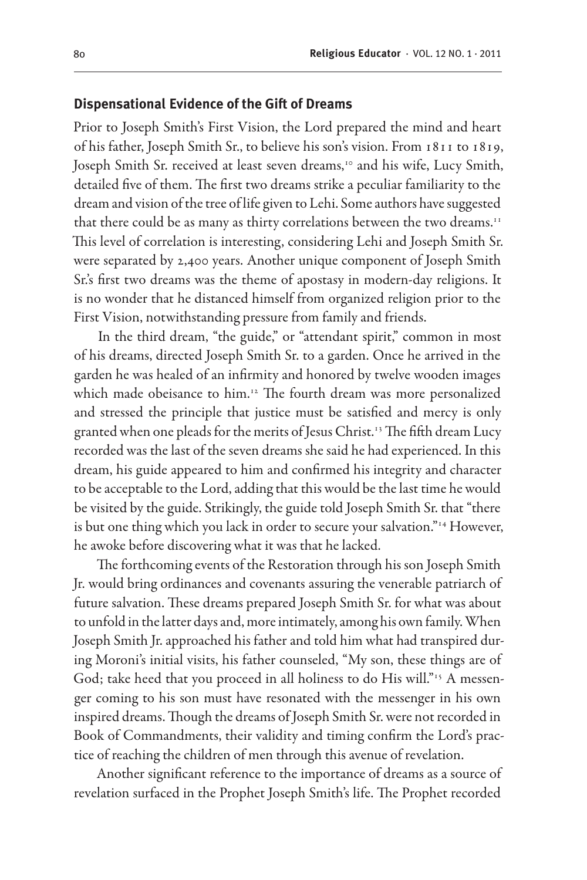## Dispensational Evidence of the Gift of Dreams

Prior to Joseph Smith's First Vision, the Lord prepared the mind and heart of his father, Joseph Smith Sr., to believe his son's vision. From 1811 to 1819, Joseph Smith Sr. received at least seven dreams,[10] and his wife, Lucy Smith, detailed five of them. The first two dreams strike a peculiar familiarity to the dream and vision of the tree of life given to Lehi. Some authors have suggested that there could be as many as thirty correlations between the two dreams.[11] This level of correlation is interesting, considering Lehi and Joseph Smith Sr. were separated by 2,400 years. Another unique component of Joseph Smith Sr.'s first two dreams was the theme of apostasy in modern-day religions. It is no wonder that he distanced himself from organized religion prior to the First Vision, notwithstanding pressure from family and friends.

In the third dream, "the guide," or "attendant spirit," common in most of his dreams, directed Joseph Smith Sr. to a garden. Once he arrived in the garden he was healed of an infirmity and honored by twelve wooden images which made obeisance to him.[12] The fourth dream was more personalized and stressed the principle that justice must be satisfied and mercy is only granted when one pleads for the merits of Jesus Christ.[13] The fifth dream Lucy recorded was the last of the seven dreams she said he had experienced. In this dream, his guide appeared to him and confirmed his integrity and character to be acceptable to the Lord, adding that this would be the last time he would be visited by the guide. Strikingly, the guide told Joseph Smith Sr. that "there is but one thing which you lack in order to secure your salvation."[14] However, he awoke before discovering what it was that he lacked.

The forthcoming events of the Restoration through his son Joseph Smith Jr. would bring ordinances and covenants assuring the venerable patriarch of future salvation. These dreams prepared Joseph Smith Sr. for what was about to unfold in the latter days and, more intimately, among his own family. When Joseph Smith Jr. approached his father and told him what had transpired during Moroni's initial visits, his father counseled, "My son, these things are of God; take heed that you proceed in all holiness to do His will."[15] A messenger coming to his son must have resonated with the messenger in his own inspired dreams. Though the dreams of Joseph Smith Sr. were not recorded in Book of Commandments, their validity and timing confirm the Lord's practice of reaching the children of men through this avenue of revelation.

Another significant reference to the importance of dreams as a source of revelation surfaced in the Prophet Joseph Smith's life. The Prophet recorded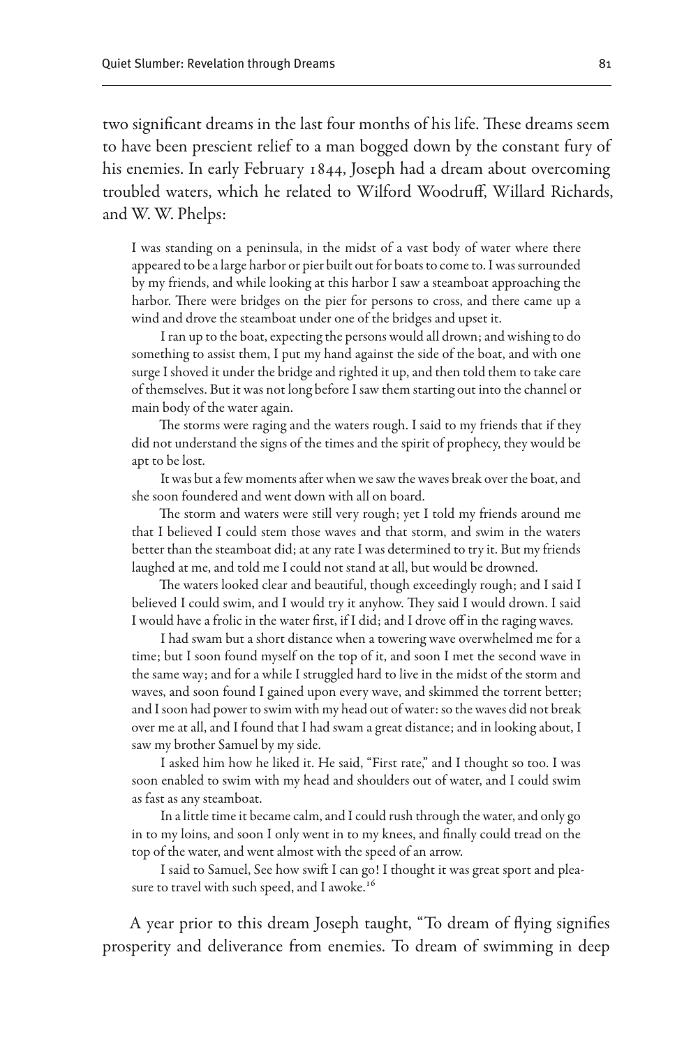two significant dreams in the last four months of his life. These dreams seem to have been prescient relief to a man bogged down by the constant fury of his enemies. In early February 1844, Joseph had a dream about overcoming troubled waters, which he related to Wilford Woodruff, Willard Richards, and W. W. Phelps:

> I was standing on a peninsula, in the midst of a vast body of water where there appeared to be a large harbor or pier built out for boats to come to. I was surrounded by my friends, and while looking at this harbor I saw a steamboat approaching the harbor. There were bridges on the pier for persons to cross, and there came up a wind and drove the steamboat under one of the bridges and upset it.
>
> I ran up to the boat, expecting the persons would all drown; and wishing to do something to assist them, I put my hand against the side of the boat, and with one surge I shoved it under the bridge and righted it up, and then told them to take care of themselves. But it was not long before I saw them starting out into the channel or main body of the water again.
>
> The storms were raging and the waters rough. I said to my friends that if they did not understand the signs of the times and the spirit of prophecy, they would be apt to be lost.
>
> It was but a few moments after when we saw the waves break over the boat, and she soon foundered and went down with all on board.
>
> The storm and waters were still very rough; yet I told my friends around me that I believed I could stem those waves and that storm, and swim in the waters better than the steamboat did; at any rate I was determined to try it. But my friends laughed at me, and told me I could not stand at all, but would be drowned.
>
> The waters looked clear and beautiful, though exceedingly rough; and I said I believed I could swim, and I would try it anyhow. They said I would drown. I said I would have a frolic in the water first, if I did; and I drove off in the raging waves.
>
> I had swam but a short distance when a towering wave overwhelmed me for a time; but I soon found myself on the top of it, and soon I met the second wave in the same way; and for a while I struggled hard to live in the midst of the storm and waves, and soon found I gained upon every wave, and skimmed the torrent better; and I soon had power to swim with my head out of water: so the waves did not break over me at all, and I found that I had swam a great distance; and in looking about, I saw my brother Samuel by my side.
>
> I asked him how he liked it. He said, "First rate," and I thought so too. I was soon enabled to swim with my head and shoulders out of water, and I could swim as fast as any steamboat.
>
> In a little time it became calm, and I could rush through the water, and only go in to my loins, and soon I only went in to my knees, and finally could tread on the top of the water, and went almost with the speed of an arrow.
>
> I said to Samuel, See how swift I can go! I thought it was great sport and pleasure to travel with such speed, and I awoke.[16]

A year prior to this dream Joseph taught, "To dream of flying signifies prosperity and deliverance from enemies. To dream of swimming in deep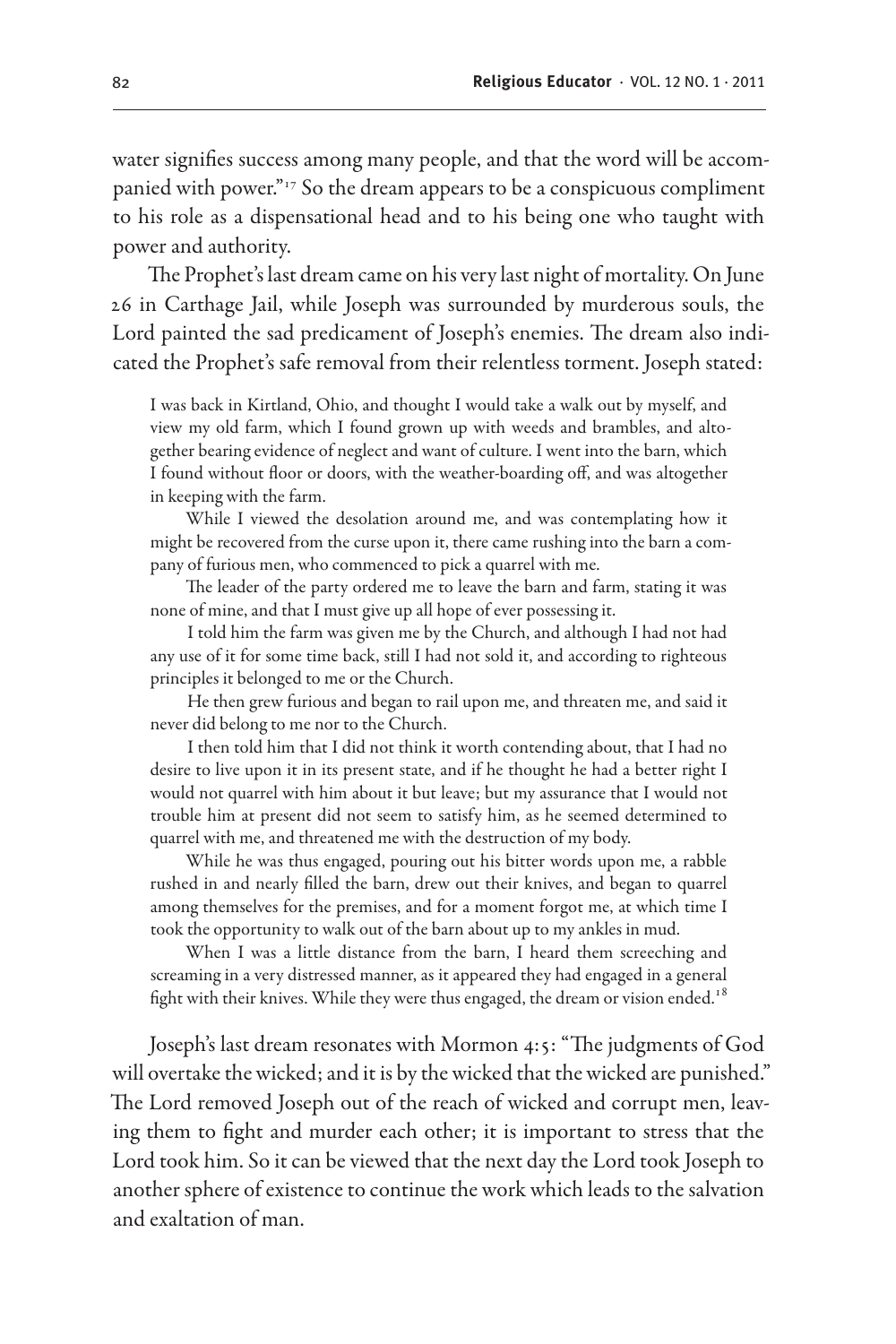water signifies success among many people, and that the word will be accompanied with power."[17] So the dream appears to be a conspicuous compliment to his role as a dispensational head and to his being one who taught with power and authority.

The Prophet's last dream came on his very last night of mortality. On June 26 in Carthage Jail, while Joseph was surrounded by murderous souls, the Lord painted the sad predicament of Joseph's enemies. The dream also indicated the Prophet's safe removal from their relentless torment. Joseph stated:

> I was back in Kirtland, Ohio, and thought I would take a walk out by myself, and view my old farm, which I found grown up with weeds and brambles, and altogether bearing evidence of neglect and want of culture. I went into the barn, which I found without floor or doors, with the weather-boarding off, and was altogether in keeping with the farm.
>
> While I viewed the desolation around me, and was contemplating how it might be recovered from the curse upon it, there came rushing into the barn a company of furious men, who commenced to pick a quarrel with me.
>
> The leader of the party ordered me to leave the barn and farm, stating it was none of mine, and that I must give up all hope of ever possessing it.
>
> I told him the farm was given me by the Church, and although I had not had any use of it for some time back, still I had not sold it, and according to righteous principles it belonged to me or the Church.
>
> He then grew furious and began to rail upon me, and threaten me, and said it never did belong to me nor to the Church.
>
> I then told him that I did not think it worth contending about, that I had no desire to live upon it in its present state, and if he thought he had a better right I would not quarrel with him about it but leave; but my assurance that I would not trouble him at present did not seem to satisfy him, as he seemed determined to quarrel with me, and threatened me with the destruction of my body.
>
> While he was thus engaged, pouring out his bitter words upon me, a rabble rushed in and nearly filled the barn, drew out their knives, and began to quarrel among themselves for the premises, and for a moment forgot me, at which time I took the opportunity to walk out of the barn about up to my ankles in mud.
>
> When I was a little distance from the barn, I heard them screeching and screaming in a very distressed manner, as it appeared they had engaged in a general fight with their knives. While they were thus engaged, the dream or vision ended.[18]

Joseph's last dream resonates with Mormon 4:5: "The judgments of God will overtake the wicked; and it is by the wicked that the wicked are punished." The Lord removed Joseph out of the reach of wicked and corrupt men, leaving them to fight and murder each other; it is important to stress that the Lord took him. So it can be viewed that the next day the Lord took Joseph to another sphere of existence to continue the work which leads to the salvation and exaltation of man.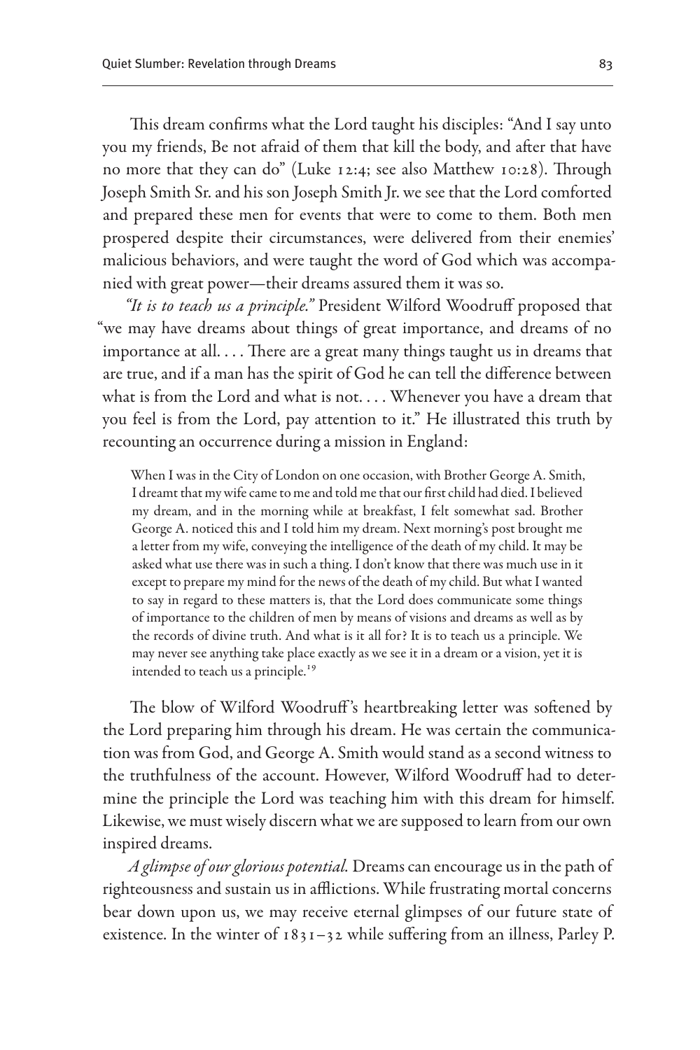This dream confirms what the Lord taught his disciples: "And I say unto you my friends, Be not afraid of them that kill the body, and after that have no more that they can do" (Luke 12:4; see also Matthew 10:28). Through Joseph Smith Sr. and his son Joseph Smith Jr. we see that the Lord comforted and prepared these men for events that were to come to them. Both men prospered despite their circumstances, were delivered from their enemies' malicious behaviors, and were taught the word of God which was accompanied with great power—their dreams assured them it was so.

*"It is to teach us a principle."* President Wilford Woodruff proposed that "we may have dreams about things of great importance, and dreams of no importance at all. . . . There are a great many things taught us in dreams that are true, and if a man has the spirit of God he can tell the difference between what is from the Lord and what is not. . . . Whenever you have a dream that you feel is from the Lord, pay attention to it." He illustrated this truth by recounting an occurrence during a mission in England:

> When I was in the City of London on one occasion, with Brother George A. Smith, I dreamt that my wife came to me and told me that our first child had died. I believed my dream, and in the morning while at breakfast, I felt somewhat sad. Brother George A. noticed this and I told him my dream. Next morning's post brought me a letter from my wife, conveying the intelligence of the death of my child. It may be asked what use there was in such a thing. I don't know that there was much use in it except to prepare my mind for the news of the death of my child. But what I wanted to say in regard to these matters is, that the Lord does communicate some things of importance to the children of men by means of visions and dreams as well as by the records of divine truth. And what is it all for? It is to teach us a principle. We may never see anything take place exactly as we see it in a dream or a vision, yet it is intended to teach us a principle.[19]

The blow of Wilford Woodruff's heartbreaking letter was softened by the Lord preparing him through his dream. He was certain the communication was from God, and George A. Smith would stand as a second witness to the truthfulness of the account. However, Wilford Woodruff had to determine the principle the Lord was teaching him with this dream for himself. Likewise, we must wisely discern what we are supposed to learn from our own inspired dreams.

*A glimpse of our glorious potential.* Dreams can encourage us in the path of righteousness and sustain us in afflictions. While frustrating mortal concerns bear down upon us, we may receive eternal glimpses of our future state of existence. In the winter of 1831–32 while suffering from an illness, Parley P.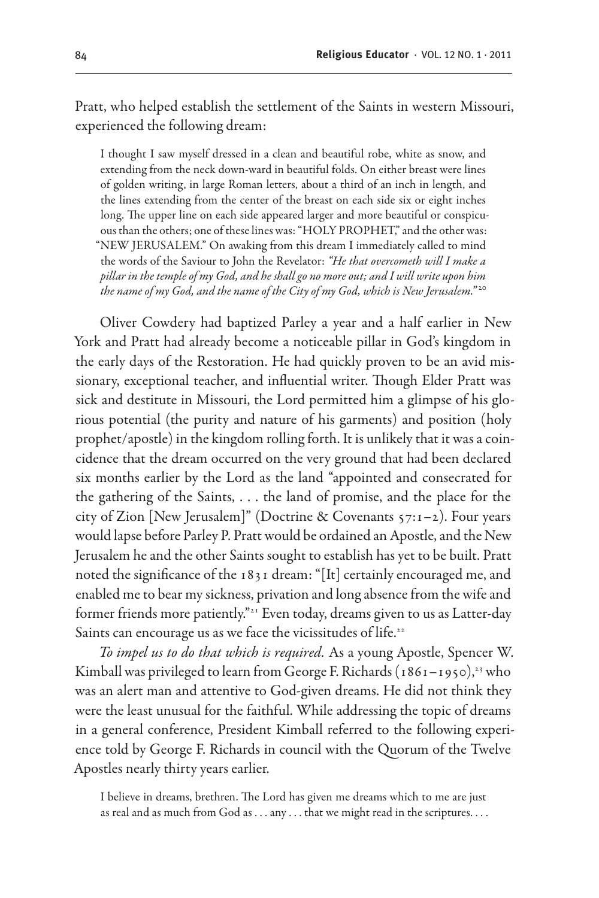Pratt, who helped establish the settlement of the Saints in western Missouri, experienced the following dream:

> I thought I saw myself dressed in a clean and beautiful robe, white as snow, and extending from the neck down-ward in beautiful folds. On either breast were lines of golden writing, in large Roman letters, about a third of an inch in length, and the lines extending from the center of the breast on each side six or eight inches long. The upper line on each side appeared larger and more beautiful or conspicuous than the others; one of these lines was: "HOLY PROPHET," and the other was: "NEW JERUSALEM." On awaking from this dream I immediately called to mind the words of the Saviour to John the Revelator: *"He that overcometh will I make a pillar in the temple of my God, and he shall go no more out; and I will write upon him the name of my God, and the name of the City of my God, which is New Jerusalem."*[20]

Oliver Cowdery had baptized Parley a year and a half earlier in New York and Pratt had already become a noticeable pillar in God's kingdom in the early days of the Restoration. He had quickly proven to be an avid missionary, exceptional teacher, and influential writer. Though Elder Pratt was sick and destitute in Missouri, the Lord permitted him a glimpse of his glorious potential (the purity and nature of his garments) and position (holy prophet/apostle) in the kingdom rolling forth. It is unlikely that it was a coincidence that the dream occurred on the very ground that had been declared six months earlier by the Lord as the land "appointed and consecrated for the gathering of the Saints, . . . the land of promise, and the place for the city of Zion [New Jerusalem]" (Doctrine & Covenants 57:1–2). Four years would lapse before Parley P. Pratt would be ordained an Apostle, and the New Jerusalem he and the other Saints sought to establish has yet to be built. Pratt noted the significance of the 1831 dream: "[It] certainly encouraged me, and enabled me to bear my sickness, privation and long absence from the wife and former friends more patiently."[21] Even today, dreams given to us as Latter-day Saints can encourage us as we face the vicissitudes of life.[22]

*To impel us to do that which is required.* As a young Apostle, Spencer W. Kimball was privileged to learn from George F. Richards (1861–1950),[23] who was an alert man and attentive to God-given dreams. He did not think they were the least unusual for the faithful. While addressing the topic of dreams in a general conference, President Kimball referred to the following experience told by George F. Richards in council with the Quorum of the Twelve Apostles nearly thirty years earlier.

> I believe in dreams, brethren. The Lord has given me dreams which to me are just as real and as much from God as . . . any . . . that we might read in the scriptures. . . .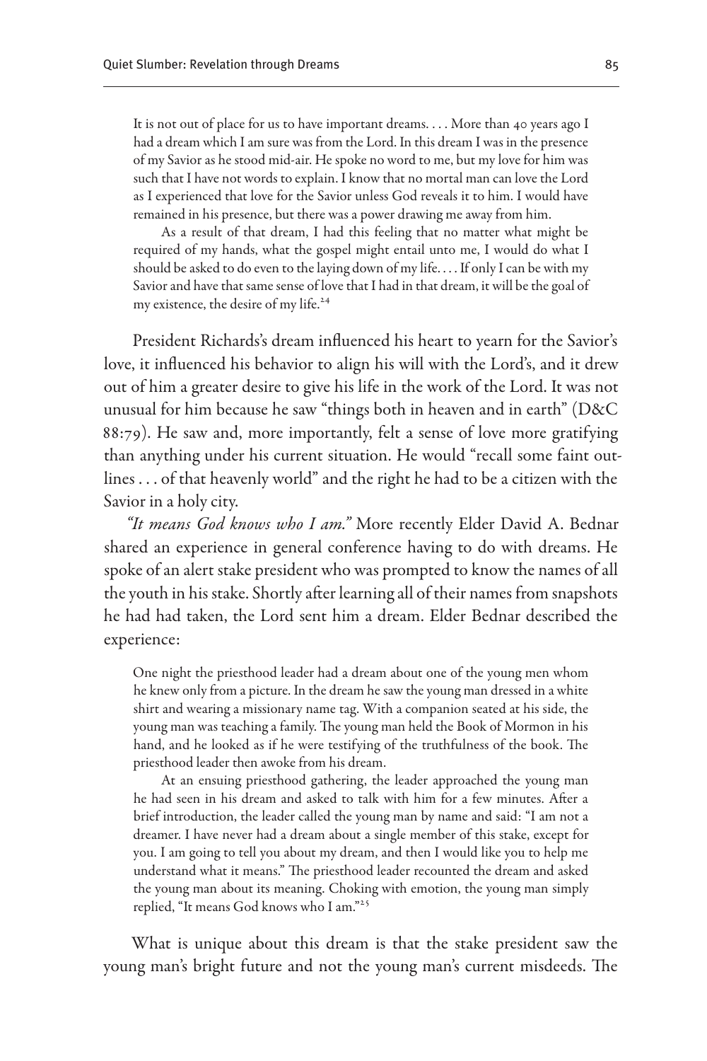> It is not out of place for us to have important dreams. . . . More than 40 years ago I had a dream which I am sure was from the Lord. In this dream I was in the presence of my Savior as he stood mid-air. He spoke no word to me, but my love for him was such that I have not words to explain. I know that no mortal man can love the Lord as I experienced that love for the Savior unless God reveals it to him. I would have remained in his presence, but there was a power drawing me away from him.
>
> As a result of that dream, I had this feeling that no matter what might be required of my hands, what the gospel might entail unto me, I would do what I should be asked to do even to the laying down of my life. . . . If only I can be with my Savior and have that same sense of love that I had in that dream, it will be the goal of my existence, the desire of my life.[24]

President Richards's dream influenced his heart to yearn for the Savior's love, it influenced his behavior to align his will with the Lord's, and it drew out of him a greater desire to give his life in the work of the Lord. It was not unusual for him because he saw "things both in heaven and in earth" (D&C 88:79). He saw and, more importantly, felt a sense of love more gratifying than anything under his current situation. He would "recall some faint outlines . . . of that heavenly world" and the right he had to be a citizen with the Savior in a holy city.

*"It means God knows who I am."* More recently Elder David A. Bednar shared an experience in general conference having to do with dreams. He spoke of an alert stake president who was prompted to know the names of all the youth in his stake. Shortly after learning all of their names from snapshots he had had taken, the Lord sent him a dream. Elder Bednar described the experience:

> One night the priesthood leader had a dream about one of the young men whom he knew only from a picture. In the dream he saw the young man dressed in a white shirt and wearing a missionary name tag. With a companion seated at his side, the young man was teaching a family. The young man held the Book of Mormon in his hand, and he looked as if he were testifying of the truthfulness of the book. The priesthood leader then awoke from his dream.
>
> At an ensuing priesthood gathering, the leader approached the young man he had seen in his dream and asked to talk with him for a few minutes. After a brief introduction, the leader called the young man by name and said: "I am not a dreamer. I have never had a dream about a single member of this stake, except for you. I am going to tell you about my dream, and then I would like you to help me understand what it means." The priesthood leader recounted the dream and asked the young man about its meaning. Choking with emotion, the young man simply replied, "It means God knows who I am."[25]

What is unique about this dream is that the stake president saw the young man's bright future and not the young man's current misdeeds. The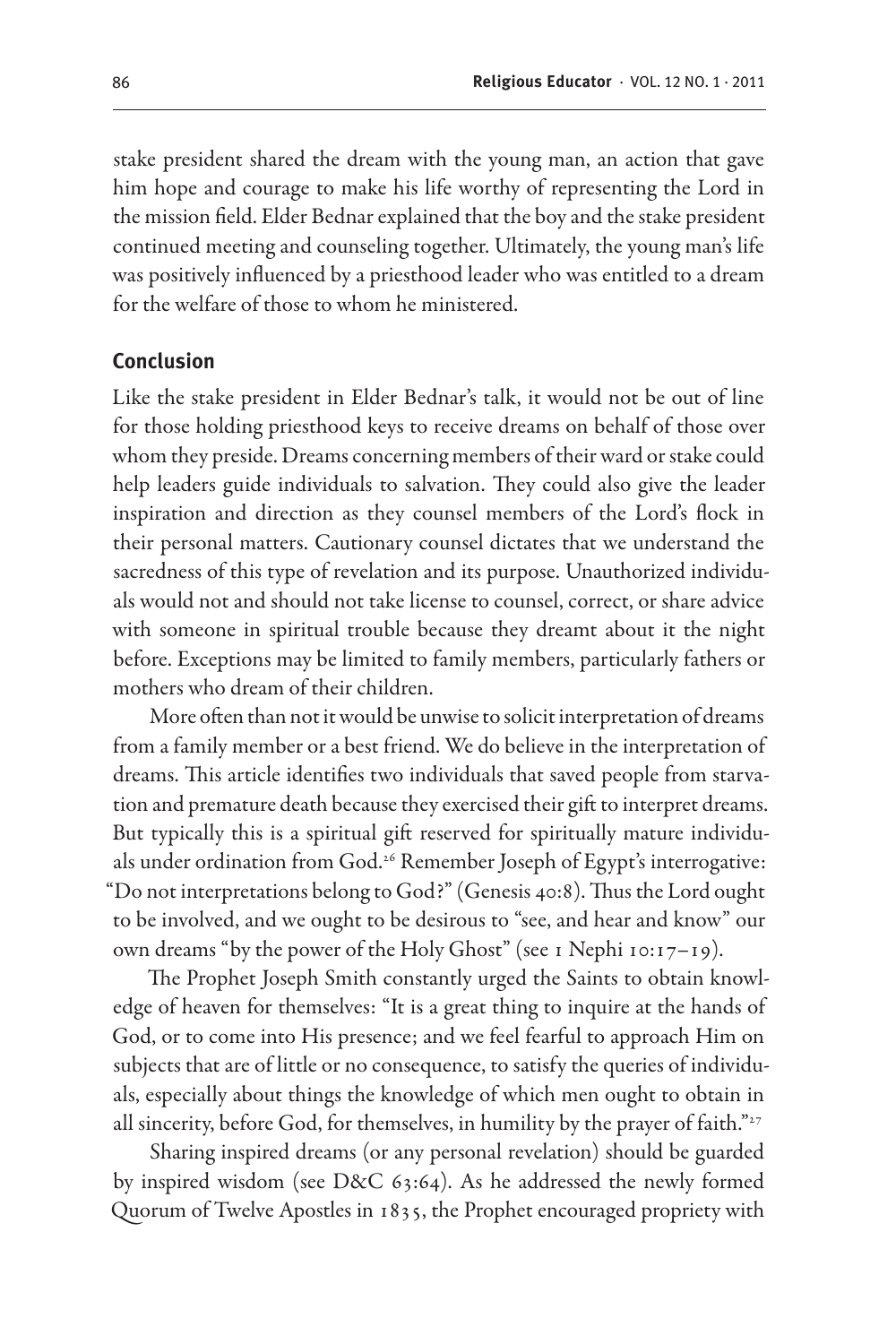stake president shared the dream with the young man, an action that gave him hope and courage to make his life worthy of representing the Lord in the mission field. Elder Bednar explained that the boy and the stake president continued meeting and counseling together. Ultimately, the young man's life was positively influenced by a priesthood leader who was entitled to a dream for the welfare of those to whom he ministered.

## Conclusion

Like the stake president in Elder Bednar's talk, it would not be out of line for those holding priesthood keys to receive dreams on behalf of those over whom they preside. Dreams concerning members of their ward or stake could help leaders guide individuals to salvation. They could also give the leader inspiration and direction as they counsel members of the Lord's flock in their personal matters. Cautionary counsel dictates that we understand the sacredness of this type of revelation and its purpose. Unauthorized individuals would not and should not take license to counsel, correct, or share advice with someone in spiritual trouble because they dreamt about it the night before. Exceptions may be limited to family members, particularly fathers or mothers who dream of their children.

More often than not it would be unwise to solicit interpretation of dreams from a family member or a best friend. We do believe in the interpretation of dreams. This article identifies two individuals that saved people from starvation and premature death because they exercised their gift to interpret dreams. But typically this is a spiritual gift reserved for spiritually mature individuals under ordination from God.[26] Remember Joseph of Egypt's interrogative: "Do not interpretations belong to God?" (Genesis 40:8). Thus the Lord ought to be involved, and we ought to be desirous to "see, and hear and know" our own dreams "by the power of the Holy Ghost" (see 1 Nephi 10:17–19).

The Prophet Joseph Smith constantly urged the Saints to obtain knowledge of heaven for themselves: "It is a great thing to inquire at the hands of God, or to come into His presence; and we feel fearful to approach Him on subjects that are of little or no consequence, to satisfy the queries of individuals, especially about things the knowledge of which men ought to obtain in all sincerity, before God, for themselves, in humility by the prayer of faith."[27]

Sharing inspired dreams (or any personal revelation) should be guarded by inspired wisdom (see D&C 63:64). As he addressed the newly formed Quorum of Twelve Apostles in 1835, the Prophet encouraged propriety with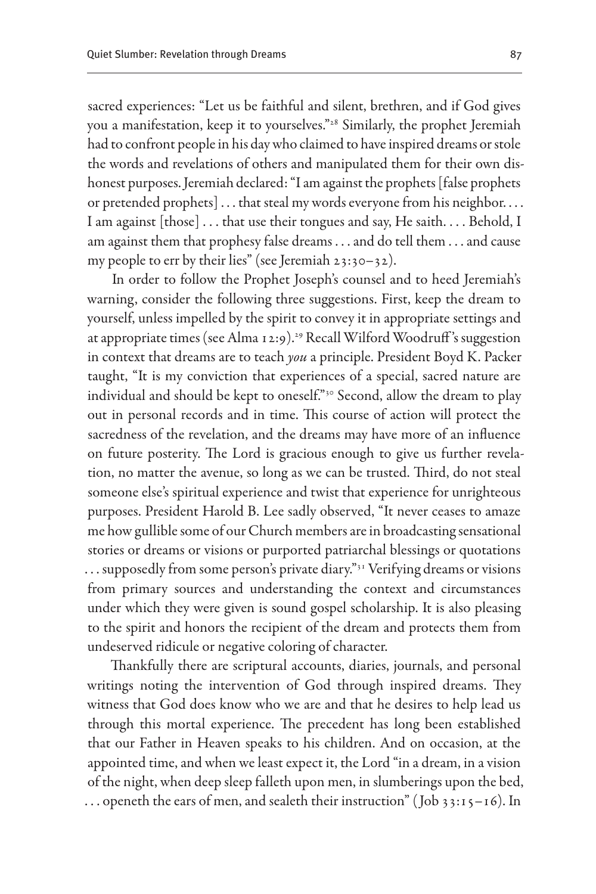sacred experiences: "Let us be faithful and silent, brethren, and if God gives you a manifestation, keep it to yourselves."[28] Similarly, the prophet Jeremiah had to confront people in his day who claimed to have inspired dreams or stole the words and revelations of others and manipulated them for their own dishonest purposes. Jeremiah declared: "I am against the prophets [false prophets or pretended prophets] . . . that steal my words everyone from his neighbor. . . . I am against [those] . . . that use their tongues and say, He saith. . . . Behold, I am against them that prophesy false dreams . . . and do tell them . . . and cause my people to err by their lies" (see Jeremiah 23:30–32).

In order to follow the Prophet Joseph's counsel and to heed Jeremiah's warning, consider the following three suggestions. First, keep the dream to yourself, unless impelled by the spirit to convey it in appropriate settings and at appropriate times (see Alma 12:9).[29] Recall Wilford Woodruff's suggestion in context that dreams are to teach *you* a principle. President Boyd K. Packer taught, "It is my conviction that experiences of a special, sacred nature are individual and should be kept to oneself."[30] Second, allow the dream to play out in personal records and in time. This course of action will protect the sacredness of the revelation, and the dreams may have more of an influence on future posterity. The Lord is gracious enough to give us further revelation, no matter the avenue, so long as we can be trusted. Third, do not steal someone else's spiritual experience and twist that experience for unrighteous purposes. President Harold B. Lee sadly observed, "It never ceases to amaze me how gullible some of our Church members are in broadcasting sensational stories or dreams or visions or purported patriarchal blessings or quotations . . . supposedly from some person's private diary."[31] Verifying dreams or visions from primary sources and understanding the context and circumstances under which they were given is sound gospel scholarship. It is also pleasing to the spirit and honors the recipient of the dream and protects them from undeserved ridicule or negative coloring of character.

Thankfully there are scriptural accounts, diaries, journals, and personal writings noting the intervention of God through inspired dreams. They witness that God does know who we are and that he desires to help lead us through this mortal experience. The precedent has long been established that our Father in Heaven speaks to his children. And on occasion, at the appointed time, and when we least expect it, the Lord "in a dream, in a vision of the night, when deep sleep falleth upon men, in slumberings upon the bed, . . . openeth the ears of men, and sealeth their instruction" (Job 33:15–16). In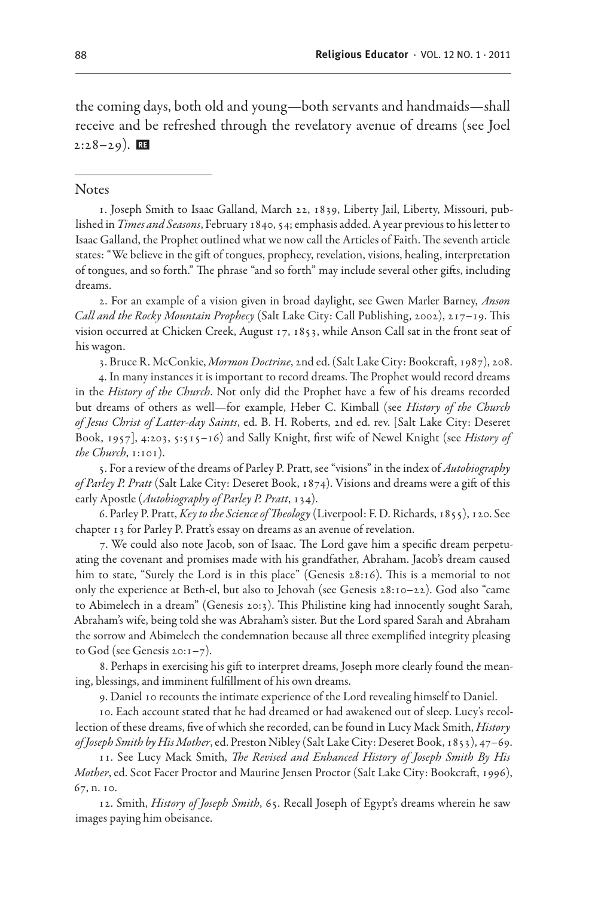the coming days, both old and young—both servants and handmaids—shall receive and be refreshed through the revelatory avenue of dreams (see Joel 2:28–29).

## Notes

1. Joseph Smith to Isaac Galland, March 22, 1839, Liberty Jail, Liberty, Missouri, published in *Times and Seasons*, February 1840, 54; emphasis added. A year previous to his letter to Isaac Galland, the Prophet outlined what we now call the Articles of Faith. The seventh article states: "We believe in the gift of tongues, prophecy, revelation, visions, healing, interpretation of tongues, and so forth." The phrase "and so forth" may include several other gifts, including dreams.

2. For an example of a vision given in broad daylight, see Gwen Marler Barney, *Anson Call and the Rocky Mountain Prophecy* (Salt Lake City: Call Publishing, 2002), 217–19. This vision occurred at Chicken Creek, August 17, 1853, while Anson Call sat in the front seat of his wagon.

3. Bruce R. McConkie, *Mormon Doctrine*, 2nd ed. (Salt Lake City: Bookcraft, 1987), 208.

4. In many instances it is important to record dreams. The Prophet would record dreams in the *History of the Church*. Not only did the Prophet have a few of his dreams recorded but dreams of others as well—for example, Heber C. Kimball (see *History of the Church of Jesus Christ of Latter-day Saints*, ed. B. H. Roberts, 2nd ed. rev. [Salt Lake City: Deseret Book, 1957], 4:203, 5:515–16) and Sally Knight, first wife of Newel Knight (see *History of the Church*, 1:101).

5. For a review of the dreams of Parley P. Pratt, see "visions" in the index of *Autobiography of Parley P. Pratt* (Salt Lake City: Deseret Book, 1874). Visions and dreams were a gift of this early Apostle (*Autobiography of Parley P. Pratt*, 134).

6. Parley P. Pratt, *Key to the Science of Theology* (Liverpool: F. D. Richards, 1855), 120. See chapter 13 for Parley P. Pratt's essay on dreams as an avenue of revelation.

7. We could also note Jacob, son of Isaac. The Lord gave him a specific dream perpetuating the covenant and promises made with his grandfather, Abraham. Jacob's dream caused him to state, "Surely the Lord is in this place" (Genesis 28:16). This is a memorial to not only the experience at Beth-el, but also to Jehovah (see Genesis 28:10–22). God also "came to Abimelech in a dream" (Genesis 20:3). This Philistine king had innocently sought Sarah, Abraham's wife, being told she was Abraham's sister. But the Lord spared Sarah and Abraham the sorrow and Abimelech the condemnation because all three exemplified integrity pleasing to God (see Genesis 20:1–7).

8. Perhaps in exercising his gift to interpret dreams, Joseph more clearly found the meaning, blessings, and imminent fulfillment of his own dreams.

9. Daniel 10 recounts the intimate experience of the Lord revealing himself to Daniel.

10. Each account stated that he had dreamed or had awakened out of sleep. Lucy's recollection of these dreams, five of which she recorded, can be found in Lucy Mack Smith, *History of Joseph Smith by His Mother*, ed. Preston Nibley (Salt Lake City: Deseret Book, 1853), 47–69.

11. See Lucy Mack Smith, *The Revised and Enhanced History of Joseph Smith By His Mother*, ed. Scot Facer Proctor and Maurine Jensen Proctor (Salt Lake City: Bookcraft, 1996), 67, n. 10.

12. Smith, *History of Joseph Smith*, 65. Recall Joseph of Egypt's dreams wherein he saw images paying him obeisance.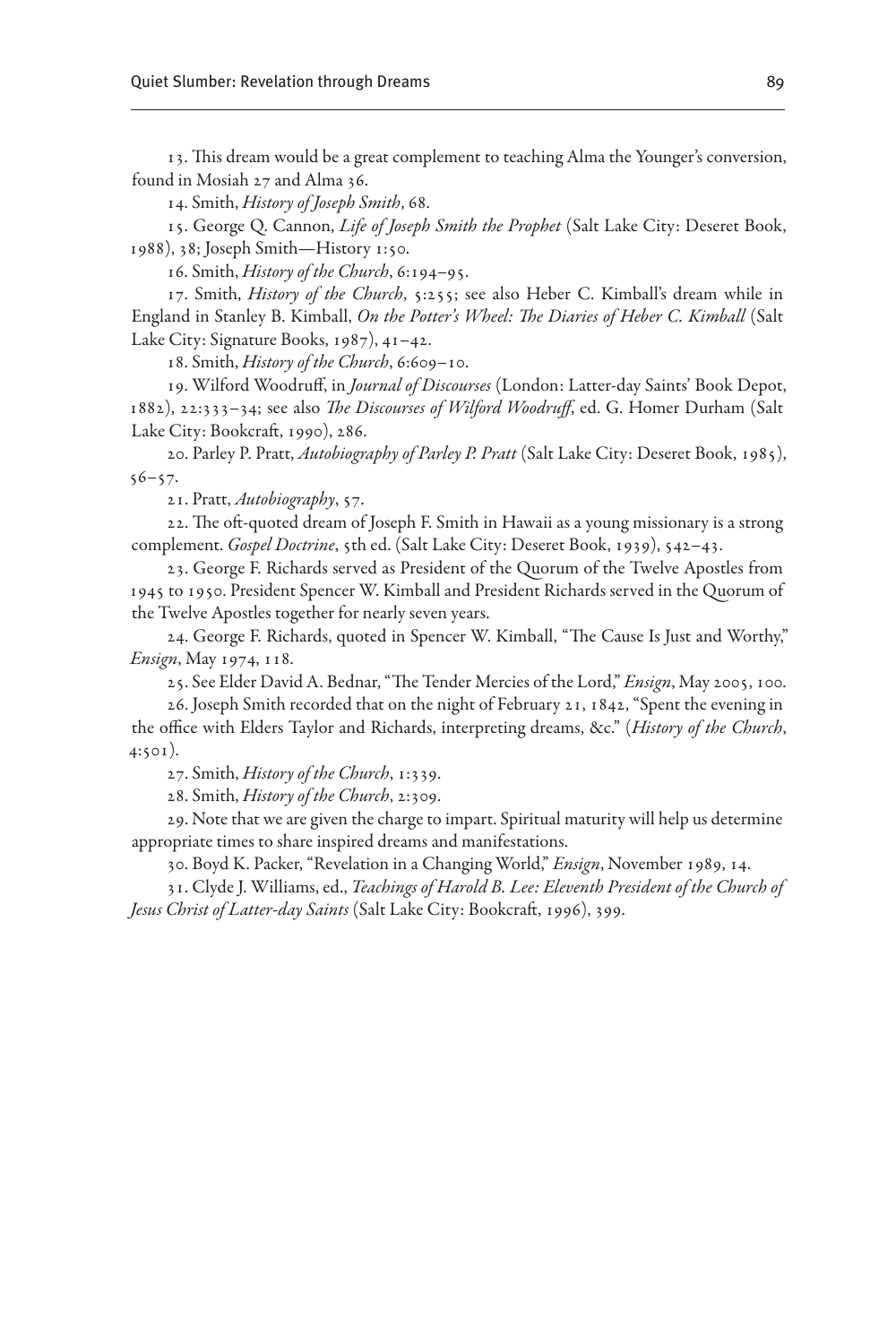13. This dream would be a great complement to teaching Alma the Younger's conversion, found in Mosiah 27 and Alma 36.

14. Smith, *History of Joseph Smith*, 68.

15. George Q. Cannon, *Life of Joseph Smith the Prophet* (Salt Lake City: Deseret Book, 1988), 38; Joseph Smith—History 1:50.

16. Smith, *History of the Church*, 6:194–95.

17. Smith, *History of the Church*, 5:255; see also Heber C. Kimball's dream while in England in Stanley B. Kimball, *On the Potter's Wheel: The Diaries of Heber C. Kimball* (Salt Lake City: Signature Books, 1987), 41–42.

18. Smith, *History of the Church*, 6:609–10.

19. Wilford Woodruff, in *Journal of Discourses* (London: Latter-day Saints' Book Depot, 1882), 22:333–34; see also *The Discourses of Wilford Woodruff*, ed. G. Homer Durham (Salt Lake City: Bookcraft, 1990), 286.

20. Parley P. Pratt, *Autobiography of Parley P. Pratt* (Salt Lake City: Deseret Book, 1985), 56–57.

21. Pratt, *Autobiography*, 57.

22. The oft-quoted dream of Joseph F. Smith in Hawaii as a young missionary is a strong complement. *Gospel Doctrine*, 5th ed. (Salt Lake City: Deseret Book, 1939), 542–43.

23. George F. Richards served as President of the Quorum of the Twelve Apostles from 1945 to 1950. President Spencer W. Kimball and President Richards served in the Quorum of the Twelve Apostles together for nearly seven years.

24. George F. Richards, quoted in Spencer W. Kimball, "The Cause Is Just and Worthy," *Ensign*, May 1974, 118.

25. See Elder David A. Bednar, "The Tender Mercies of the Lord," *Ensign*, May 2005, 100.

26. Joseph Smith recorded that on the night of February 21, 1842, "Spent the evening in the office with Elders Taylor and Richards, interpreting dreams, &c." (*History of the Church*, 4:501).

27. Smith, *History of the Church*, 1:339.

28. Smith, *History of the Church*, 2:309.

29. Note that we are given the charge to impart. Spiritual maturity will help us determine appropriate times to share inspired dreams and manifestations.

30. Boyd K. Packer, "Revelation in a Changing World," *Ensign*, November 1989, 14.

31. Clyde J. Williams, ed., *Teachings of Harold B. Lee: Eleventh President of the Church of Jesus Christ of Latter-day Saints* (Salt Lake City: Bookcraft, 1996), 399.